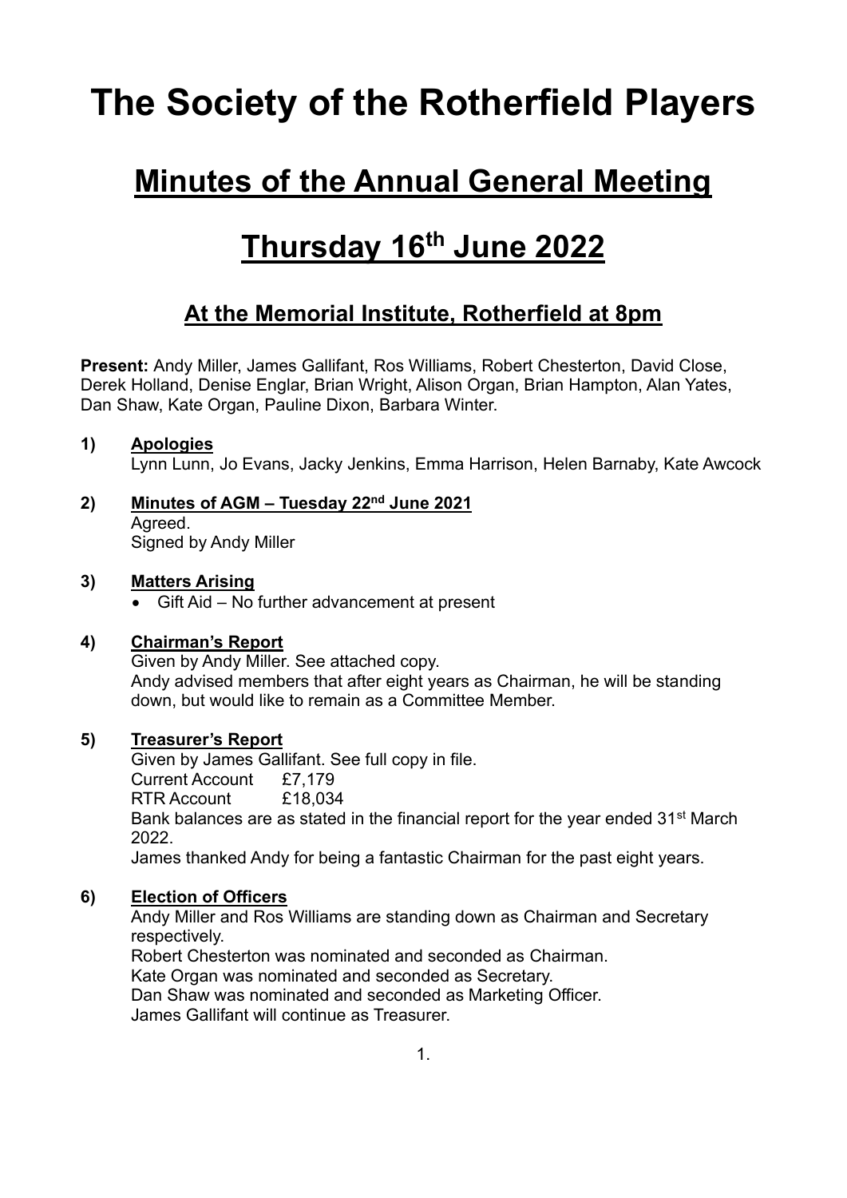# The Society of the Rotherfield Players

## Minutes of the Annual General Meeting

## Thursday 16th June 2022

### At the Memorial Institute, Rotherfield at 8pm

**Present:** Andy Miller, James Gallifant, Ros Williams, Robert Chesterton, David Close, Derek Holland, Denise Englar, Brian Wright, Alison Organ, Brian Hampton, Alan Yates, Dan Shaw, Kate Organ, Pauline Dixon, Barbara Winter.

**1) Apologies**

Lynn Lunn, Jo Evans, Jacky Jenkins, Emma Harrison, Helen Barnaby, Kate Awcock

**2) Minutes of AGM – Tuesday 22nd June 2021**

Agreed.
Signed by Andy Miller

**3) Matters Arising**

- Gift Aid – No further advancement at present

**4) Chairman's Report**

Given by Andy Miller. See attached copy.
Andy advised members that after eight years as Chairman, he will be standing down, but would like to remain as a Committee Member.

**5) Treasurer's Report**

Given by James Gallifant. See full copy in file.

Current Account £7,179
RTR Account £18,034

Bank balances are as stated in the financial report for the year ended 31st March 2022.
James thanked Andy for being a fantastic Chairman for the past eight years.

**6) Election of Officers**

Andy Miller and Ros Williams are standing down as Chairman and Secretary respectively.
Robert Chesterton was nominated and seconded as Chairman.
Kate Organ was nominated and seconded as Secretary.
Dan Shaw was nominated and seconded as Marketing Officer.
James Gallifant will continue as Treasurer.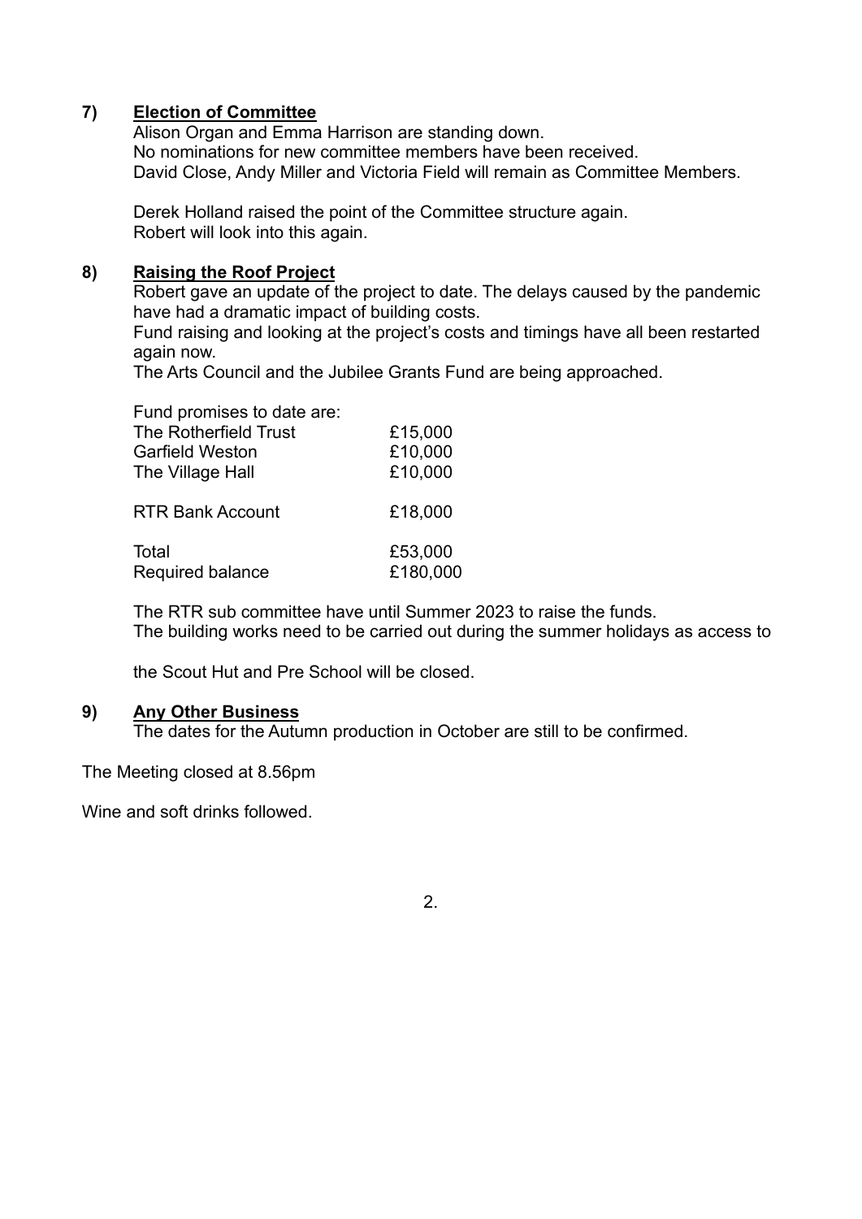**7) Election of Committee**

Alison Organ and Emma Harrison are standing down.
No nominations for new committee members have been received.
David Close, Andy Miller and Victoria Field will remain as Committee Members.

Derek Holland raised the point of the Committee structure again.
Robert will look into this again.

**8) Raising the Roof Project**

Robert gave an update of the project to date. The delays caused by the pandemic have had a dramatic impact of building costs.
Fund raising and looking at the project's costs and timings have all been restarted again now.
The Arts Council and the Jubilee Grants Fund are being approached.

Fund promises to date are:

| | |
|---|---|
| The Rotherfield Trust | £15,000 |
| Garfield Weston | £10,000 |
| The Village Hall | £10,000 |
| RTR Bank Account | £18,000 |
| Total | £53,000 |
| Required balance | £180,000 |

The RTR sub committee have until Summer 2023 to raise the funds.
The building works need to be carried out during the summer holidays as access to

the Scout Hut and Pre School will be closed.

**9) Any Other Business**

The dates for the Autumn production in October are still to be confirmed.

The Meeting closed at 8.56pm

Wine and soft drinks followed.